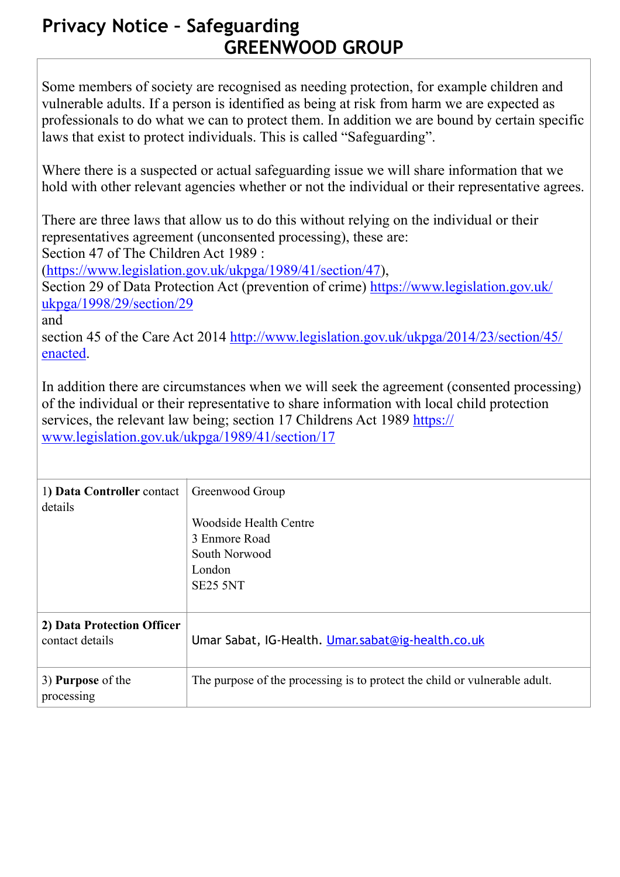# Privacy Notice – Safeguarding
## GREENWOOD GROUP

Some members of society are recognised as needing protection, for example children and vulnerable adults. If a person is identified as being at risk from harm we are expected as professionals to do what we can to protect them. In addition we are bound by certain specific laws that exist to protect individuals. This is called "Safeguarding".

Where there is a suspected or actual safeguarding issue we will share information that we hold with other relevant agencies whether or not the individual or their representative agrees.

There are three laws that allow us to do this without relying on the individual or their representatives agreement (unconsented processing), these are:
Section 47 of The Children Act 1989 :
(https://www.legislation.gov.uk/ukpga/1989/41/section/47),
Section 29 of Data Protection Act (prevention of crime) https://www.legislation.gov.uk/ukpga/1998/29/section/29
and
section 45 of the Care Act 2014 http://www.legislation.gov.uk/ukpga/2014/23/section/45/enacted.

In addition there are circumstances when we will seek the agreement (consented processing) of the individual or their representative to share information with local child protection services, the relevant law being; section 17 Childrens Act 1989 https://www.legislation.gov.uk/ukpga/1989/41/section/17

| | |
|---|---|
| 1) **Data Controller** contact details | Greenwood Group<br><br>Woodside Health Centre<br>3 Enmore Road<br>South Norwood<br>London<br>SE25 5NT |
| 2) **Data Protection Officer** contact details | Umar Sabat, IG-Health. Umar.sabat@ig-health.co.uk |
| 3) **Purpose** of the processing | The purpose of the processing is to protect the child or vulnerable adult. |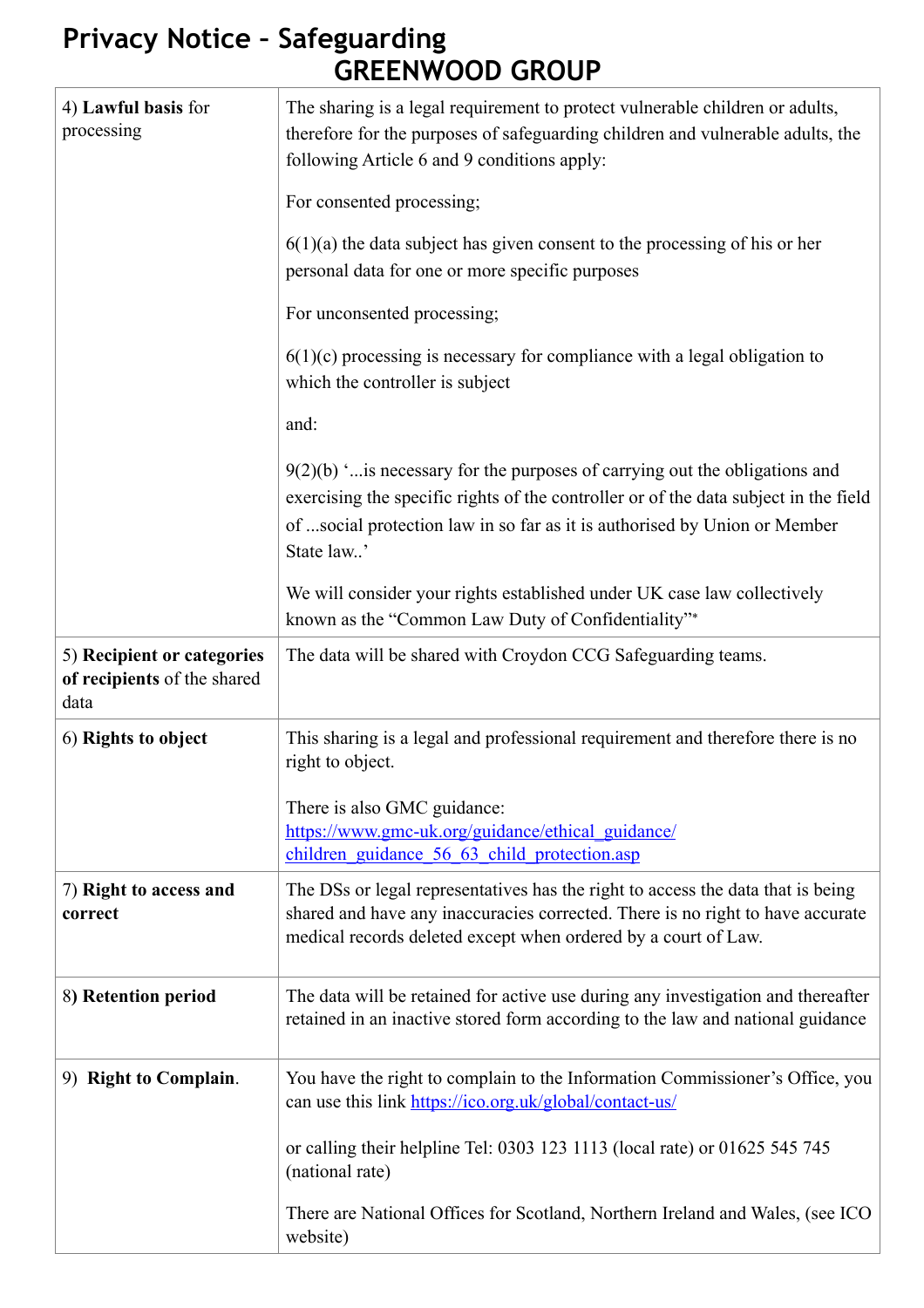# Privacy Notice – Safeguarding
## GREENWOOD GROUP

| | |
|---|---|
| 4) **Lawful basis** for processing | The sharing is a legal requirement to protect vulnerable children or adults, therefore for the purposes of safeguarding children and vulnerable adults, the following Article 6 and 9 conditions apply:<br><br>For consented processing;<br><br>6(1)(a) the data subject has given consent to the processing of his or her personal data for one or more specific purposes<br><br>For unconsented processing;<br><br>6(1)(c) processing is necessary for compliance with a legal obligation to which the controller is subject<br><br>and:<br><br>9(2)(b) '...is necessary for the purposes of carrying out the obligations and exercising the specific rights of the controller or of the data subject in the field of ...social protection law in so far as it is authorised by Union or Member State law..'<br><br>We will consider your rights established under UK case law collectively known as the "Common Law Duty of Confidentiality"* |
| 5) **Recipient or categories of recipients** of the shared data | The data will be shared with Croydon CCG Safeguarding teams. |
| 6) **Rights to object** | This sharing is a legal and professional requirement and therefore there is no right to object.<br><br>There is also GMC guidance:<br>[https://www.gmc-uk.org/guidance/ethical_guidance/children_guidance_56_63_child_protection.asp](https://www.gmc-uk.org/guidance/ethical_guidance/children_guidance_56_63_child_protection.asp) |
| 7) **Right to access and correct** | The DSs or legal representatives has the right to access the data that is being shared and have any inaccuracies corrected. There is no right to have accurate medical records deleted except when ordered by a court of Law. |
| 8**) Retention period** | The data will be retained for active use during any investigation and thereafter retained in an inactive stored form according to the law and national guidance |
| 9) **Right to Complain**. | You have the right to complain to the Information Commissioner's Office, you can use this link [https://ico.org.uk/global/contact-us/](https://ico.org.uk/global/contact-us/)<br><br>or calling their helpline Tel: 0303 123 1113 (local rate) or 01625 545 745 (national rate)<br><br>There are National Offices for Scotland, Northern Ireland and Wales, (see ICO website) |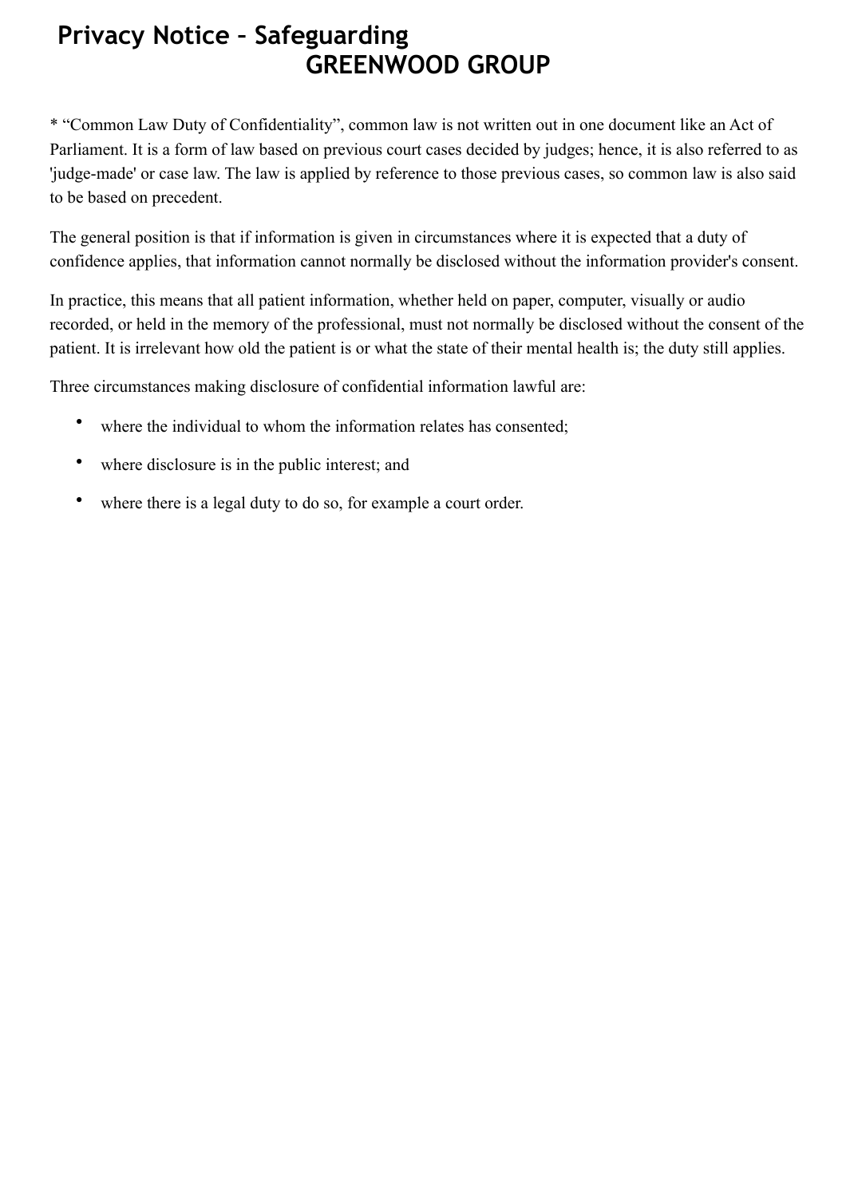* “Common Law Duty of Confidentiality”, common law is not written out in one document like an Act of Parliament. It is a form of law based on previous court cases decided by judges; hence, it is also referred to as 'judge-made' or case law. The law is applied by reference to those previous cases, so common law is also said to be based on precedent.

The general position is that if information is given in circumstances where it is expected that a duty of confidence applies, that information cannot normally be disclosed without the information provider's consent.

In practice, this means that all patient information, whether held on paper, computer, visually or audio recorded, or held in the memory of the professional, must not normally be disclosed without the consent of the patient. It is irrelevant how old the patient is or what the state of their mental health is; the duty still applies.

Three circumstances making disclosure of confidential information lawful are:

- where the individual to whom the information relates has consented;
- where disclosure is in the public interest; and
- where there is a legal duty to do so, for example a court order.